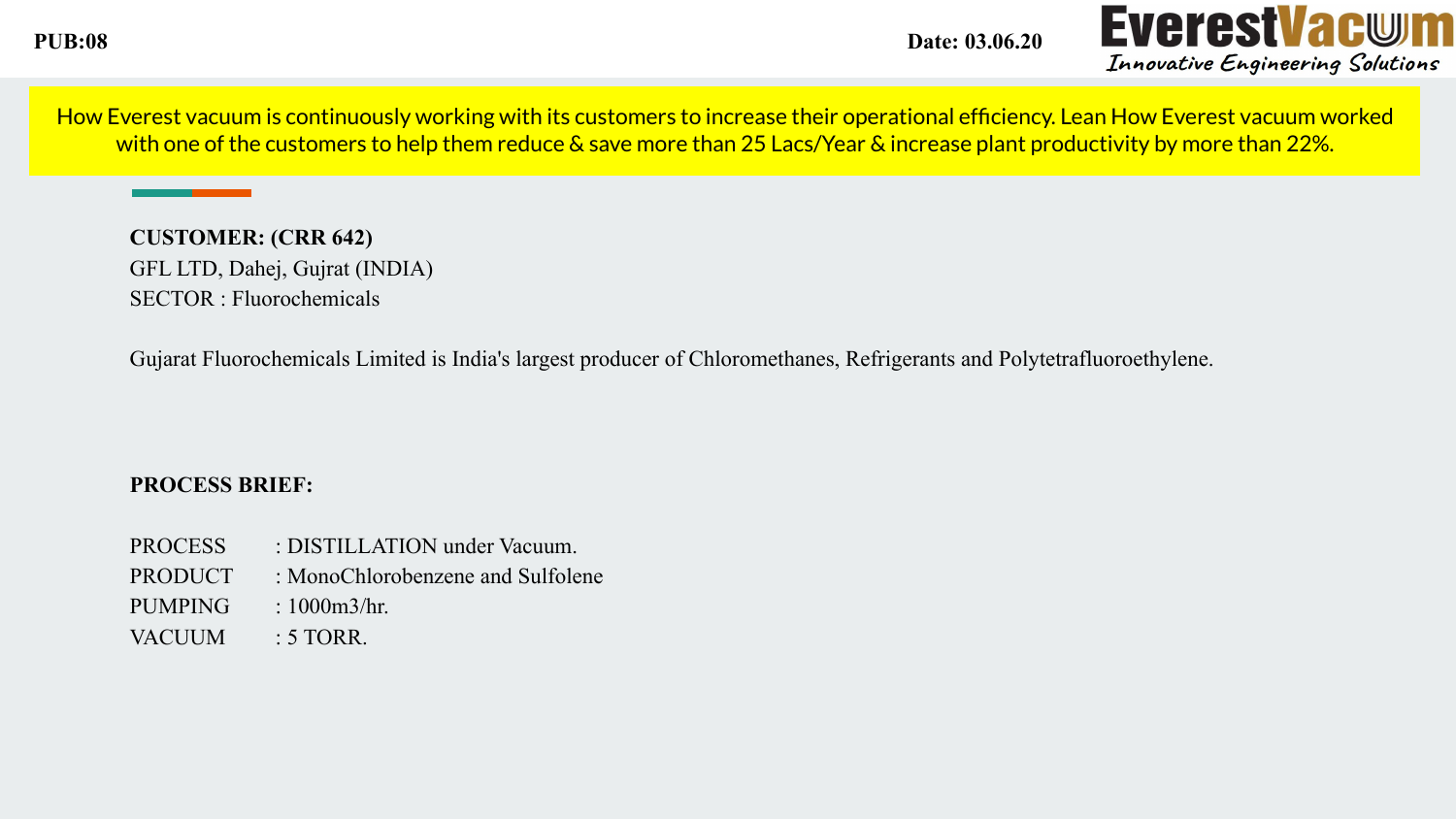PUB:08 Date: 03.06.20

**EverestVacuum**
*Innovative Engineering Solutions*

How Everest vacuum is continuously working with its customers to increase their operational efficiency. Lean How Everest vacuum worked with one of the customers to help them reduce & save more than 25 Lacs/Year & increase plant productivity by more than 22%.

**CUSTOMER: (CRR 642)**
GFL LTD, Dahej, Gujrat (INDIA)
SECTOR : Fluorochemicals

Gujarat Fluorochemicals Limited is India's largest producer of Chloromethanes, Refrigerants and Polytetrafluoroethylene.

**PROCESS BRIEF:**

| | |
|---|---|
| PROCESS | : DISTILLATION under Vacuum. |
| PRODUCT | : MonoChlorobenzene and Sulfolene |
| PUMPING | : 1000m3/hr. |
| VACUUM | : 5 TORR. |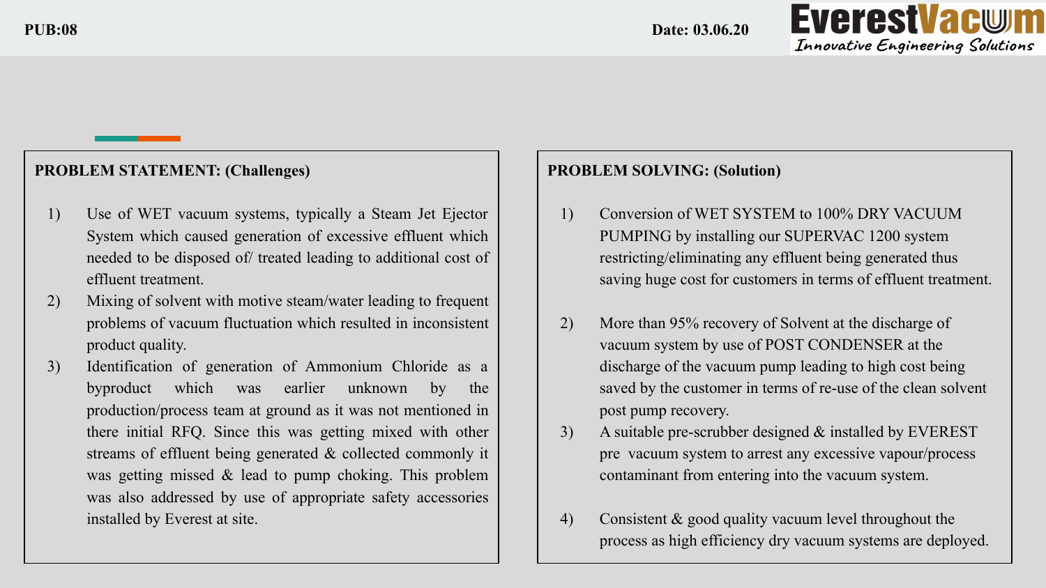**PROBLEM STATEMENT: (Challenges)**

1) Use of WET vacuum systems, typically a Steam Jet Ejector System which caused generation of excessive effluent which needed to be disposed of/ treated leading to additional cost of effluent treatment.
2) Mixing of solvent with motive steam/water leading to frequent problems of vacuum fluctuation which resulted in inconsistent product quality.
3) Identification of generation of Ammonium Chloride as a byproduct which was earlier unknown by the production/process team at ground as it was not mentioned in there initial RFQ. Since this was getting mixed with other streams of effluent being generated & collected commonly it was getting missed & lead to pump choking. This problem was also addressed by use of appropriate safety accessories installed by Everest at site.

**PROBLEM SOLVING: (Solution)**

1) Conversion of WET SYSTEM to 100% DRY VACUUM PUMPING by installing our SUPERVAC 1200 system restricting/eliminating any effluent being generated thus saving huge cost for customers in terms of effluent treatment.
2) More than 95% recovery of Solvent at the discharge of vacuum system by use of POST CONDENSER at the discharge of the vacuum pump leading to high cost being saved by the customer in terms of re-use of the clean solvent post pump recovery.
3) A suitable pre-scrubber designed & installed by EVEREST pre vacuum system to arrest any excessive vapour/process contaminant from entering into the vacuum system.
4) Consistent & good quality vacuum level throughout the process as high efficiency dry vacuum systems are deployed.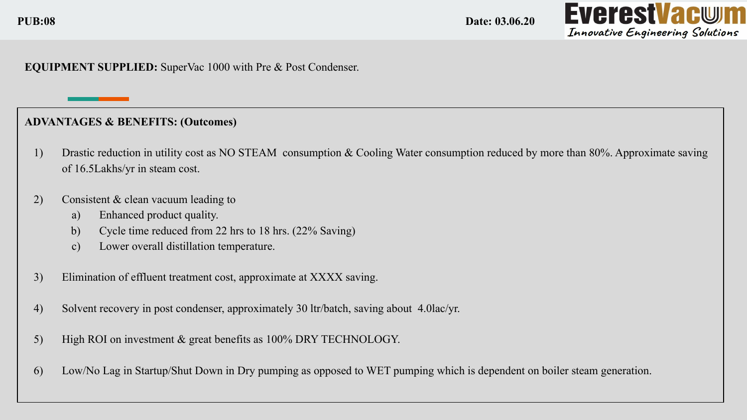PUB:08 Date: 03.06.20

**EQUIPMENT SUPPLIED:** SuperVac 1000 with Pre & Post Condenser.

**ADVANTAGES & BENEFITS: (Outcomes)**

1) Drastic reduction in utility cost as NO STEAM consumption & Cooling Water consumption reduced by more than 80%. Approximate saving of 16.5Lakhs/yr in steam cost.

2) Consistent & clean vacuum leading to
   a) Enhanced product quality.
   b) Cycle time reduced from 22 hrs to 18 hrs. (22% Saving)
   c) Lower overall distillation temperature.

3) Elimination of effluent treatment cost, approximate at XXXX saving.

4) Solvent recovery in post condenser, approximately 30 ltr/batch, saving about 4.0lac/yr.

5) High ROI on investment & great benefits as 100% DRY TECHNOLOGY.

6) Low/No Lag in Startup/Shut Down in Dry pumping as opposed to WET pumping which is dependent on boiler steam generation.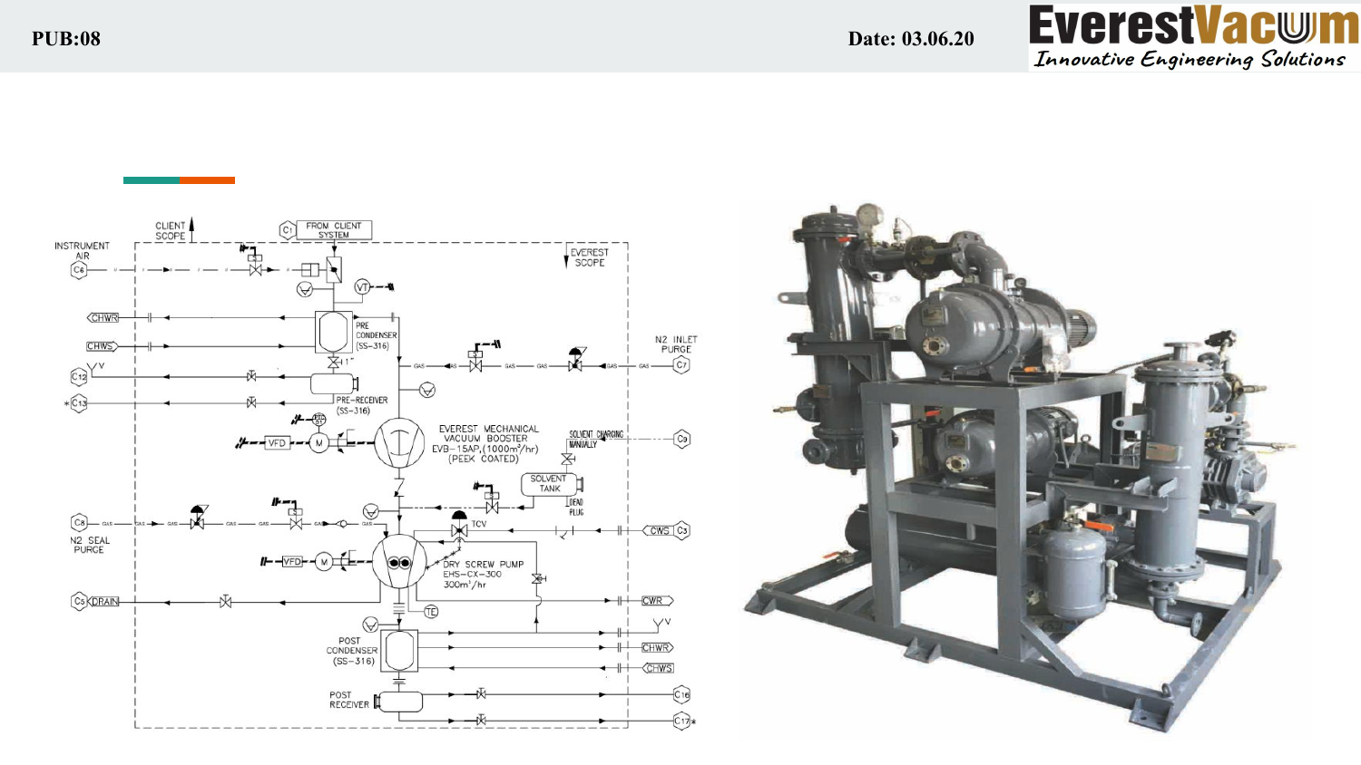CLIENT SCOPE

FROM CLIENT SYSTEM

C1

EVEREST SCOPE

INSTRUMENT AIR

C6

VT

CHWR

CHWS

PRE CONDENSER (SS-316)

N2 INLET PURGE

C7

GAS

C12

V

PRE-RECEIVER (SS-316)

*C13

EVEREST MECHANICAL VACUUM BOOSTER EVB-15AP,(1000m³/hr) (PEEK COATED)

VFD

M

SOLVENT CHARGING MANUALLY

C9

SOLVENT TANK

DEND PLUG

C8

N2 SEAL PURGE

TCV

CWS

C3

DRY SCREW PUMP EHS-CX-300 300m³/hr

C5

DRAIN

CWR

TE

V

POST CONDENSER (SS-316)

CHWR

CHWS

POST RECEIVER

C16

C17*